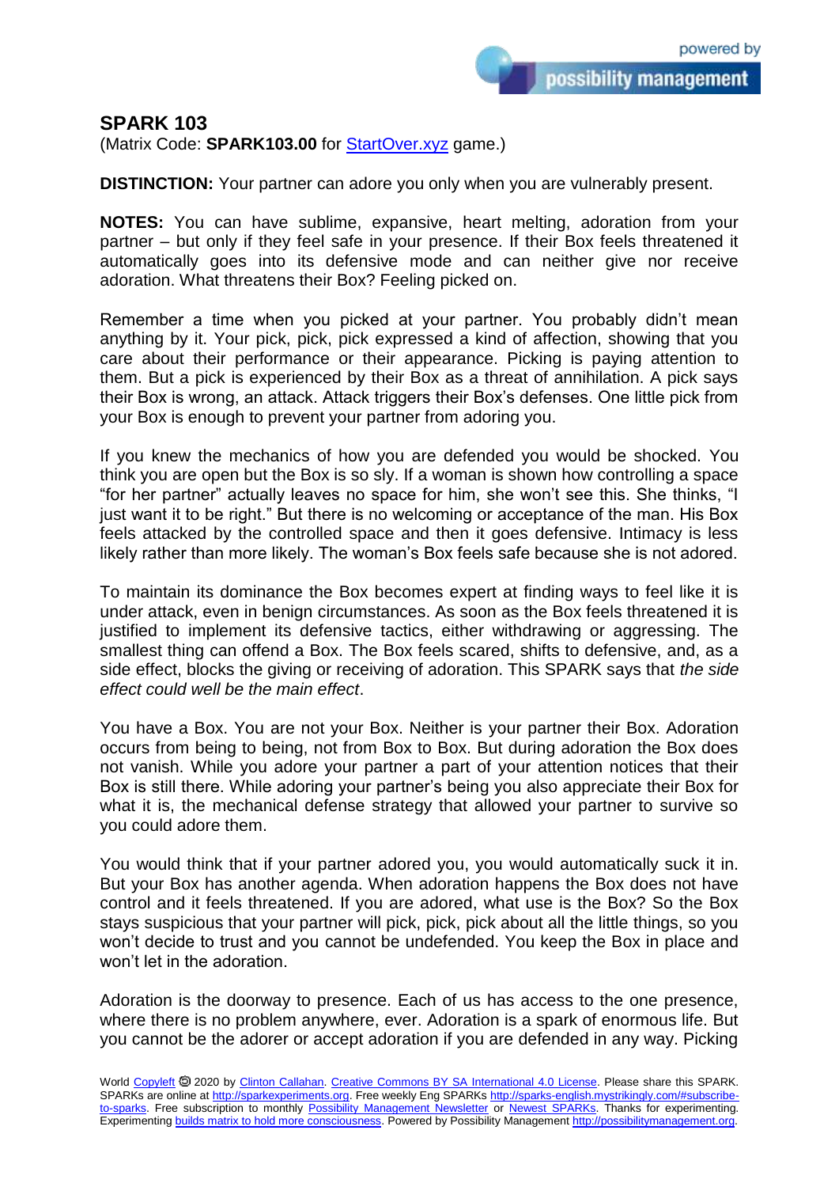## SPARK 103

(Matrix Code: **SPARK103.00** for [StartOver.xyz](StartOver.xyz) game.)

**DISTINCTION:** Your partner can adore you only when you are vulnerably present.

**NOTES:** You can have sublime, expansive, heart melting, adoration from your partner – but only if they feel safe in your presence. If their Box feels threatened it automatically goes into its defensive mode and can neither give nor receive adoration. What threatens their Box? Feeling picked on.

Remember a time when you picked at your partner. You probably didn't mean anything by it. Your pick, pick, pick expressed a kind of affection, showing that you care about their performance or their appearance. Picking is paying attention to them. But a pick is experienced by their Box as a threat of annihilation. A pick says their Box is wrong, an attack. Attack triggers their Box's defenses. One little pick from your Box is enough to prevent your partner from adoring you.

If you knew the mechanics of how you are defended you would be shocked. You think you are open but the Box is so sly. If a woman is shown how controlling a space "for her partner" actually leaves no space for him, she won't see this. She thinks, "I just want it to be right." But there is no welcoming or acceptance of the man. His Box feels attacked by the controlled space and then it goes defensive. Intimacy is less likely rather than more likely. The woman's Box feels safe because she is not adored.

To maintain its dominance the Box becomes expert at finding ways to feel like it is under attack, even in benign circumstances. As soon as the Box feels threatened it is justified to implement its defensive tactics, either withdrawing or aggressing. The smallest thing can offend a Box. The Box feels scared, shifts to defensive, and, as a side effect, blocks the giving or receiving of adoration. This SPARK says that *the side effect could well be the main effect*.

You have a Box. You are not your Box. Neither is your partner their Box. Adoration occurs from being to being, not from Box to Box. But during adoration the Box does not vanish. While you adore your partner a part of your attention notices that their Box is still there. While adoring your partner's being you also appreciate their Box for what it is, the mechanical defense strategy that allowed your partner to survive so you could adore them.

You would think that if your partner adored you, you would automatically suck it in. But your Box has another agenda. When adoration happens the Box does not have control and it feels threatened. If you are adored, what use is the Box? So the Box stays suspicious that your partner will pick, pick, pick about all the little things, so you won't decide to trust and you cannot be undefended. You keep the Box in place and won't let in the adoration.

Adoration is the doorway to presence. Each of us has access to the one presence, where there is no problem anywhere, ever. Adoration is a spark of enormous life. But you cannot be the adorer or accept adoration if you are defended in any way. Picking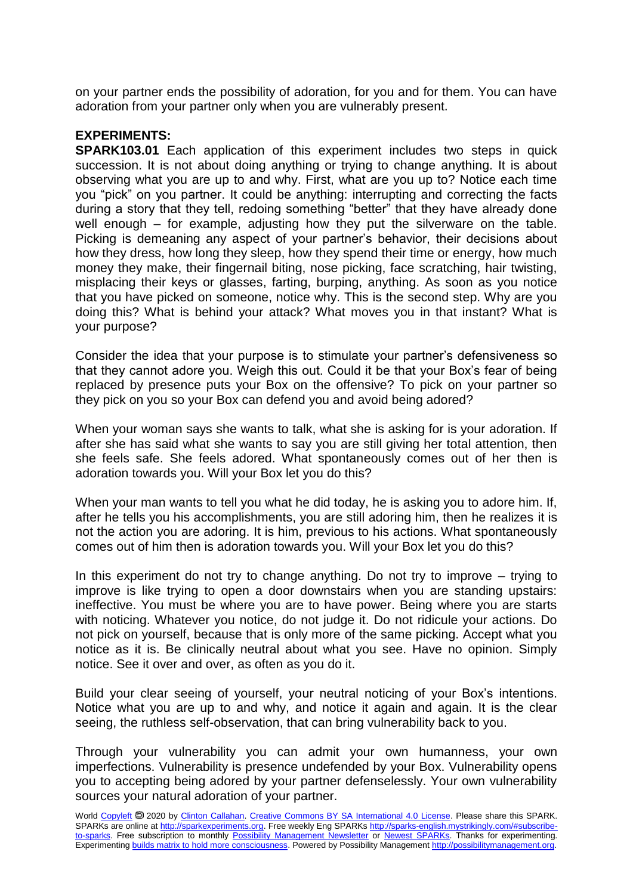on your partner ends the possibility of adoration, for you and for them. You can have adoration from your partner only when you are vulnerably present.

**EXPERIMENTS:**

**SPARK103.01** Each application of this experiment includes two steps in quick succession. It is not about doing anything or trying to change anything. It is about observing what you are up to and why. First, what are you up to? Notice each time you "pick" on you partner. It could be anything: interrupting and correcting the facts during a story that they tell, redoing something "better" that they have already done well enough – for example, adjusting how they put the silverware on the table. Picking is demeaning any aspect of your partner's behavior, their decisions about how they dress, how long they sleep, how they spend their time or energy, how much money they make, their fingernail biting, nose picking, face scratching, hair twisting, misplacing their keys or glasses, farting, burping, anything. As soon as you notice that you have picked on someone, notice why. This is the second step. Why are you doing this? What is behind your attack? What moves you in that instant? What is your purpose?

Consider the idea that your purpose is to stimulate your partner's defensiveness so that they cannot adore you. Weigh this out. Could it be that your Box's fear of being replaced by presence puts your Box on the offensive? To pick on your partner so they pick on you so your Box can defend you and avoid being adored?

When your woman says she wants to talk, what she is asking for is your adoration. If after she has said what she wants to say you are still giving her total attention, then she feels safe. She feels adored. What spontaneously comes out of her then is adoration towards you. Will your Box let you do this?

When your man wants to tell you what he did today, he is asking you to adore him. If, after he tells you his accomplishments, you are still adoring him, then he realizes it is not the action you are adoring. It is him, previous to his actions. What spontaneously comes out of him then is adoration towards you. Will your Box let you do this?

In this experiment do not try to change anything. Do not try to improve – trying to improve is like trying to open a door downstairs when you are standing upstairs: ineffective. You must be where you are to have power. Being where you are starts with noticing. Whatever you notice, do not judge it. Do not ridicule your actions. Do not pick on yourself, because that is only more of the same picking. Accept what you notice as it is. Be clinically neutral about what you see. Have no opinion. Simply notice. See it over and over, as often as you do it.

Build your clear seeing of yourself, your neutral noticing of your Box's intentions. Notice what you are up to and why, and notice it again and again. It is the clear seeing, the ruthless self-observation, that can bring vulnerability back to you.

Through your vulnerability you can admit your own humanness, your own imperfections. Vulnerability is presence undefended by your Box. Vulnerability opens you to accepting being adored by your partner defenselessly. Your own vulnerability sources your natural adoration of your partner.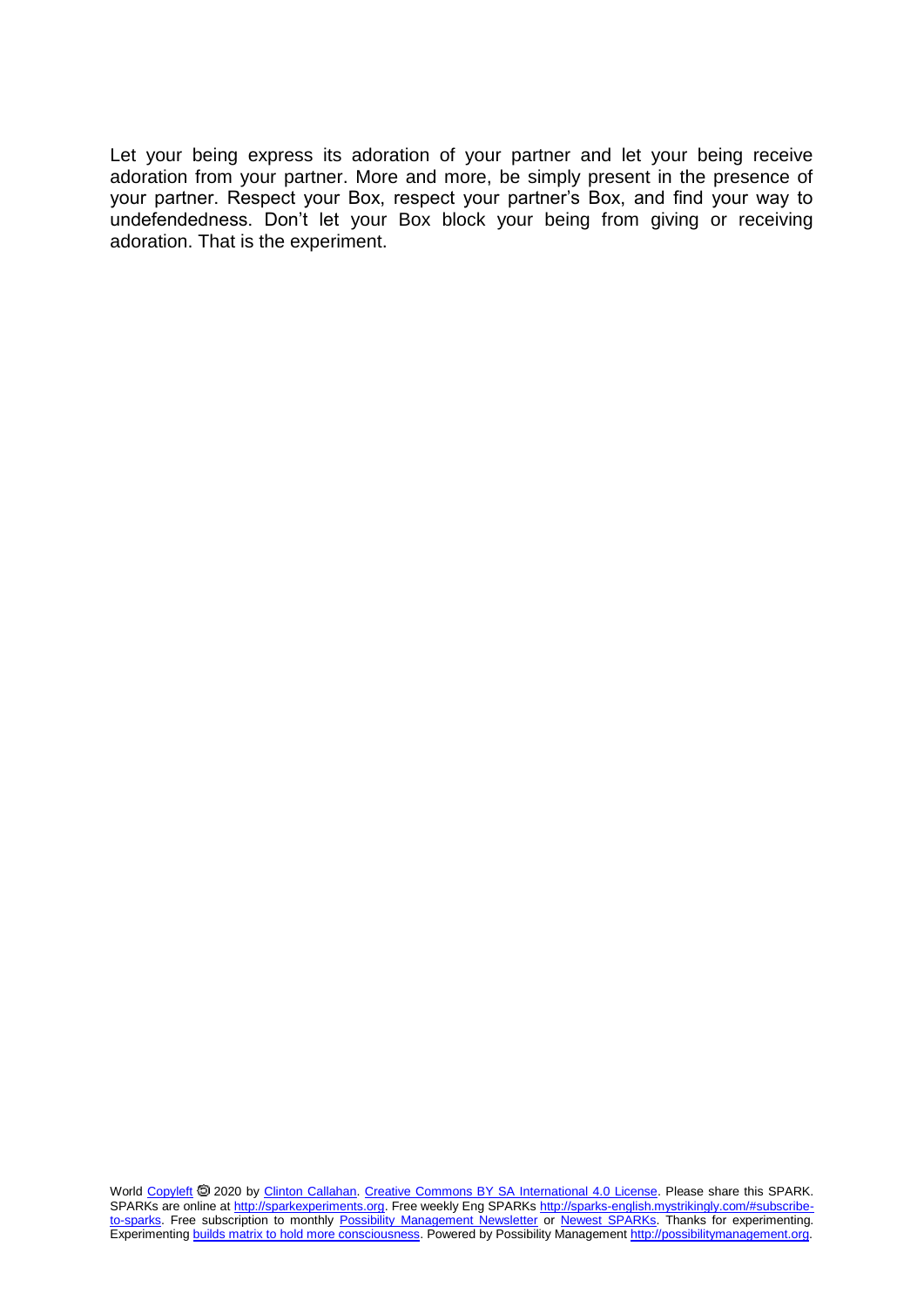Let your being express its adoration of your partner and let your being receive adoration from your partner. More and more, be simply present in the presence of your partner. Respect your Box, respect your partner's Box, and find your way to undefendedness. Don't let your Box block your being from giving or receiving adoration. That is the experiment.